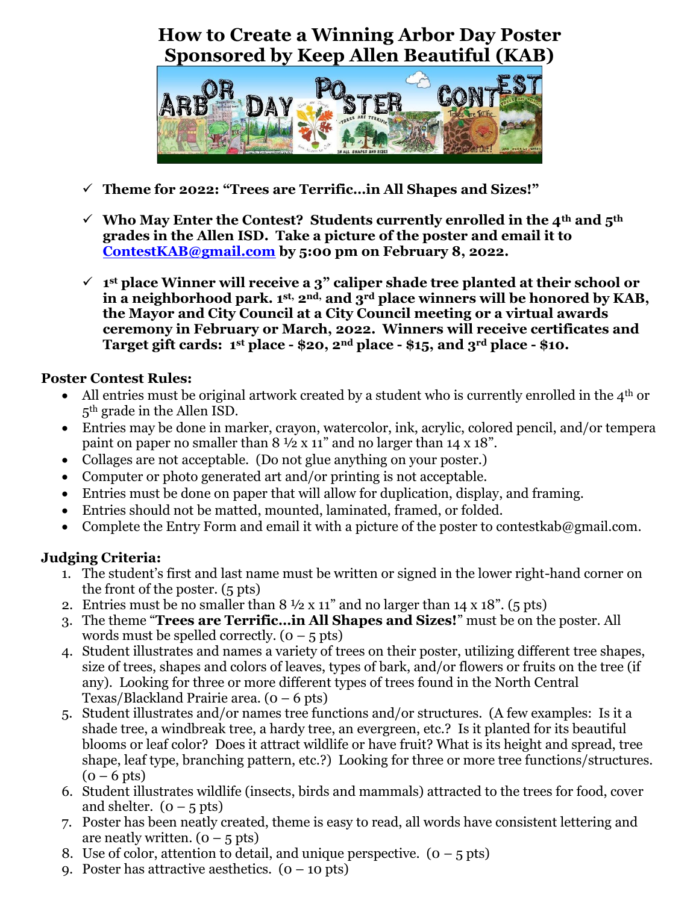# How to Create a Winning Arbor Day Poster Sponsored by Keep Allen Beautiful (KAB)

- ✓ **Theme for 2022: "Trees are Terrific…in All Shapes and Sizes!"**
- ✓ **Who May Enter the Contest? Students currently enrolled in the 4th and 5th grades in the Allen ISD. Take a picture of the poster and email it to [ContestKAB@gmail.com](mailto:ContestKAB@gmail.com) by 5:00 pm on February 8, 2022.**
- ✓ **1st place Winner will receive a 3" caliper shade tree planted at their school or in a neighborhood park. 1st, 2nd, and 3rd place winners will be honored by KAB, the Mayor and City Council at a City Council meeting or a virtual awards ceremony in February or March, 2022. Winners will receive certificates and Target gift cards: 1st place - $20, 2nd place - $15, and 3rd place - $10.**

## Poster Contest Rules:

- All entries must be original artwork created by a student who is currently enrolled in the 4th or 5th grade in the Allen ISD.
- Entries may be done in marker, crayon, watercolor, ink, acrylic, colored pencil, and/or tempera paint on paper no smaller than 8 ½ x 11" and no larger than 14 x 18".
- Collages are not acceptable. (Do not glue anything on your poster.)
- Computer or photo generated art and/or printing is not acceptable.
- Entries must be done on paper that will allow for duplication, display, and framing.
- Entries should not be matted, mounted, laminated, framed, or folded.
- Complete the Entry Form and email it with a picture of the poster to contestkab@gmail.com.

## Judging Criteria:

1. The student's first and last name must be written or signed in the lower right-hand corner on the front of the poster. (5 pts)
2. Entries must be no smaller than 8 ½ x 11" and no larger than 14 x 18". (5 pts)
3. The theme "**Trees are Terrific…in All Shapes and Sizes!**" must be on the poster. All words must be spelled correctly. (0 – 5 pts)
4. Student illustrates and names a variety of trees on their poster, utilizing different tree shapes, size of trees, shapes and colors of leaves, types of bark, and/or flowers or fruits on the tree (if any). Looking for three or more different types of trees found in the North Central Texas/Blackland Prairie area. (0 – 6 pts)
5. Student illustrates and/or names tree functions and/or structures. (A few examples: Is it a shade tree, a windbreak tree, a hardy tree, an evergreen, etc.? Is it planted for its beautiful blooms or leaf color? Does it attract wildlife or have fruit? What is its height and spread, tree shape, leaf type, branching pattern, etc.?) Looking for three or more tree functions/structures. (0 – 6 pts)
6. Student illustrates wildlife (insects, birds and mammals) attracted to the trees for food, cover and shelter. (0 – 5 pts)
7. Poster has been neatly created, theme is easy to read, all words have consistent lettering and are neatly written. (0 – 5 pts)
8. Use of color, attention to detail, and unique perspective. (0 – 5 pts)
9. Poster has attractive aesthetics. (0 – 10 pts)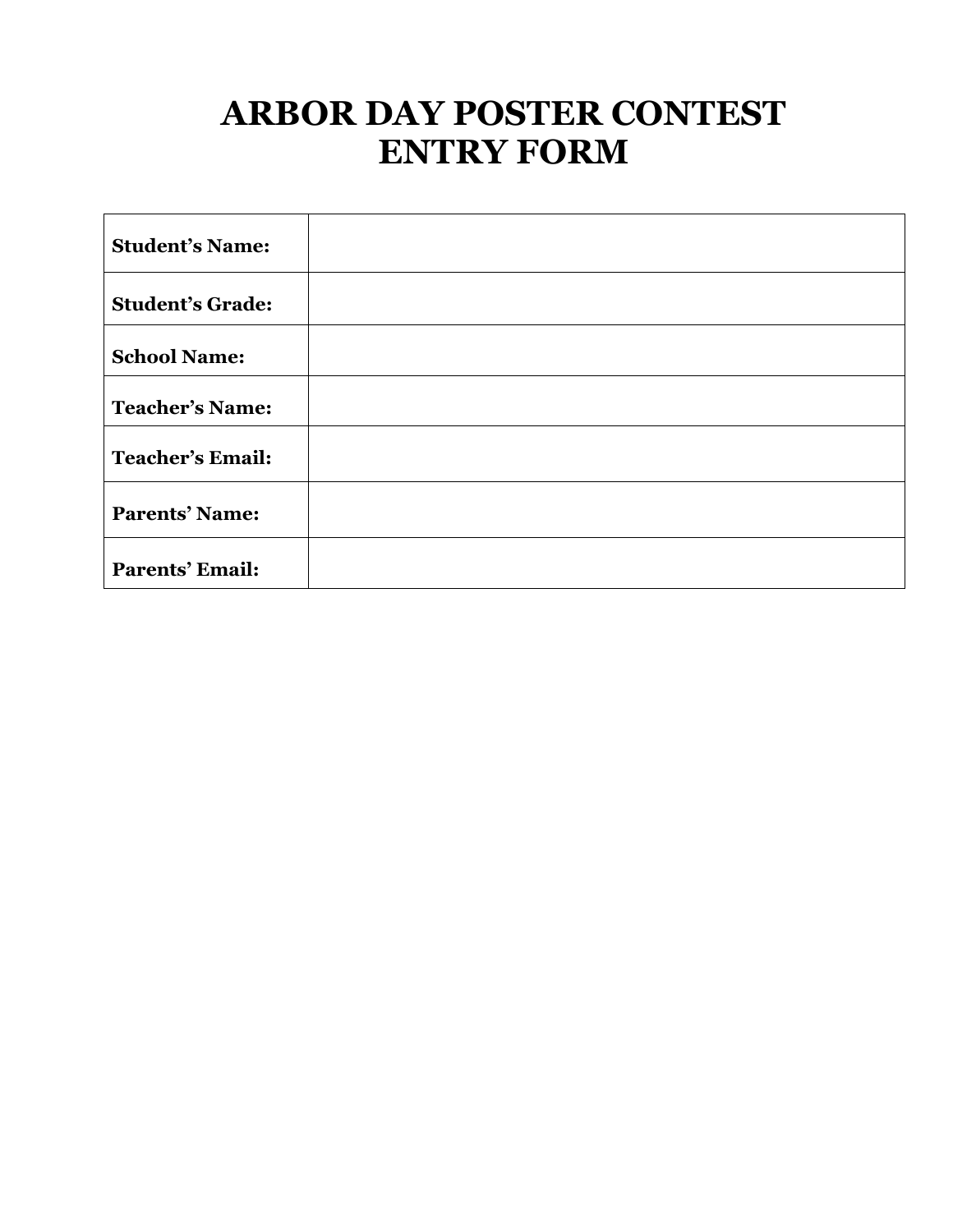# ARBOR DAY POSTER CONTEST
# ENTRY FORM

| | |
|---|---|
| **Student's Name:** | |
| **Student's Grade:** | |
| **School Name:** | |
| **Teacher's Name:** | |
| **Teacher's Email:** | |
| **Parents' Name:** | |
| **Parents' Email:** | |